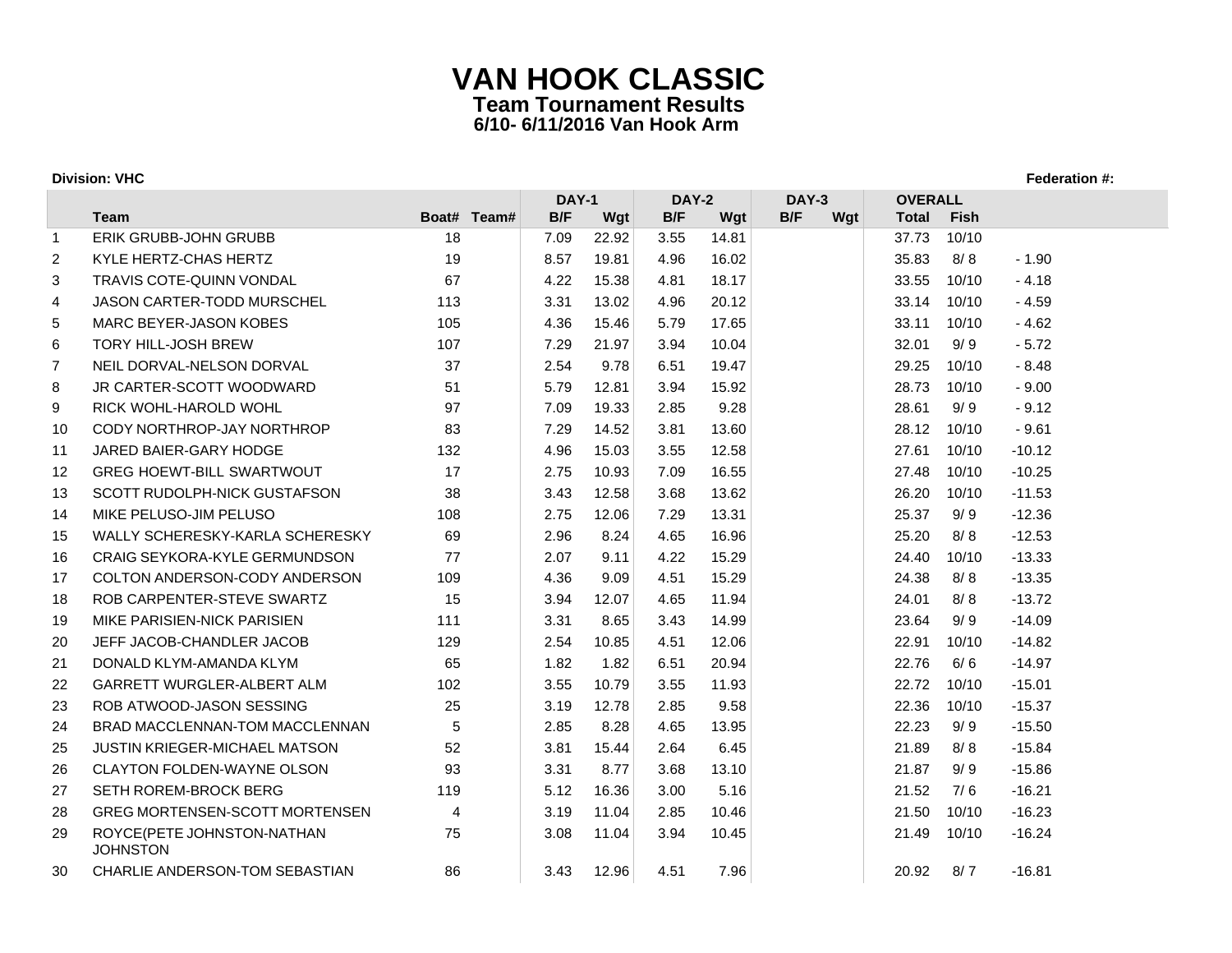# VAN HOOK CLASSIC

## Team Tournament Results

### 6/10- 6/11/2016 Van Hook Arm

**Division: VHC** **Federation #:**

| | Team | Boat# | Team# | DAY-1 B/F | DAY-1 Wgt | DAY-2 B/F | DAY-2 Wgt | DAY-3 B/F | DAY-3 Wgt | OVERALL Total | OVERALL Fish | |
|---|---|---|---|---|---|---|---|---|---|---|---|---|
| 1 | ERIK GRUBB-JOHN GRUBB | 18 | | 7.09 | 22.92 | 3.55 | 14.81 | | | 37.73 | 10/10 | |
| 2 | KYLE HERTZ-CHAS HERTZ | 19 | | 8.57 | 19.81 | 4.96 | 16.02 | | | 35.83 | 8/ 8 | - 1.90 |
| 3 | TRAVIS COTE-QUINN VONDAL | 67 | | 4.22 | 15.38 | 4.81 | 18.17 | | | 33.55 | 10/10 | - 4.18 |
| 4 | JASON CARTER-TODD MURSCHEL | 113 | | 3.31 | 13.02 | 4.96 | 20.12 | | | 33.14 | 10/10 | - 4.59 |
| 5 | MARC BEYER-JASON KOBES | 105 | | 4.36 | 15.46 | 5.79 | 17.65 | | | 33.11 | 10/10 | - 4.62 |
| 6 | TORY HILL-JOSH BREW | 107 | | 7.29 | 21.97 | 3.94 | 10.04 | | | 32.01 | 9/ 9 | - 5.72 |
| 7 | NEIL DORVAL-NELSON DORVAL | 37 | | 2.54 | 9.78 | 6.51 | 19.47 | | | 29.25 | 10/10 | - 8.48 |
| 8 | JR CARTER-SCOTT WOODWARD | 51 | | 5.79 | 12.81 | 3.94 | 15.92 | | | 28.73 | 10/10 | - 9.00 |
| 9 | RICK WOHL-HAROLD WOHL | 97 | | 7.09 | 19.33 | 2.85 | 9.28 | | | 28.61 | 9/ 9 | - 9.12 |
| 10 | CODY NORTHROP-JAY NORTHROP | 83 | | 7.29 | 14.52 | 3.81 | 13.60 | | | 28.12 | 10/10 | - 9.61 |
| 11 | JARED BAIER-GARY HODGE | 132 | | 4.96 | 15.03 | 3.55 | 12.58 | | | 27.61 | 10/10 | -10.12 |
| 12 | GREG HOEWT-BILL SWARTWOUT | 17 | | 2.75 | 10.93 | 7.09 | 16.55 | | | 27.48 | 10/10 | -10.25 |
| 13 | SCOTT RUDOLPH-NICK GUSTAFSON | 38 | | 3.43 | 12.58 | 3.68 | 13.62 | | | 26.20 | 10/10 | -11.53 |
| 14 | MIKE PELUSO-JIM PELUSO | 108 | | 2.75 | 12.06 | 7.29 | 13.31 | | | 25.37 | 9/ 9 | -12.36 |
| 15 | WALLY SCHERESKY-KARLA SCHERESKY | 69 | | 2.96 | 8.24 | 4.65 | 16.96 | | | 25.20 | 8/ 8 | -12.53 |
| 16 | CRAIG SEYKORA-KYLE GERMUNDSON | 77 | | 2.07 | 9.11 | 4.22 | 15.29 | | | 24.40 | 10/10 | -13.33 |
| 17 | COLTON ANDERSON-CODY ANDERSON | 109 | | 4.36 | 9.09 | 4.51 | 15.29 | | | 24.38 | 8/ 8 | -13.35 |
| 18 | ROB CARPENTER-STEVE SWARTZ | 15 | | 3.94 | 12.07 | 4.65 | 11.94 | | | 24.01 | 8/ 8 | -13.72 |
| 19 | MIKE PARISIEN-NICK PARISIEN | 111 | | 3.31 | 8.65 | 3.43 | 14.99 | | | 23.64 | 9/ 9 | -14.09 |
| 20 | JEFF JACOB-CHANDLER JACOB | 129 | | 2.54 | 10.85 | 4.51 | 12.06 | | | 22.91 | 10/10 | -14.82 |
| 21 | DONALD KLYM-AMANDA KLYM | 65 | | 1.82 | 1.82 | 6.51 | 20.94 | | | 22.76 | 6/ 6 | -14.97 |
| 22 | GARRETT WURGLER-ALBERT ALM | 102 | | 3.55 | 10.79 | 3.55 | 11.93 | | | 22.72 | 10/10 | -15.01 |
| 23 | ROB ATWOOD-JASON SESSING | 25 | | 3.19 | 12.78 | 2.85 | 9.58 | | | 22.36 | 10/10 | -15.37 |
| 24 | BRAD MACCLENNAN-TOM MACCLENNAN | 5 | | 2.85 | 8.28 | 4.65 | 13.95 | | | 22.23 | 9/ 9 | -15.50 |
| 25 | JUSTIN KRIEGER-MICHAEL MATSON | 52 | | 3.81 | 15.44 | 2.64 | 6.45 | | | 21.89 | 8/ 8 | -15.84 |
| 26 | CLAYTON FOLDEN-WAYNE OLSON | 93 | | 3.31 | 8.77 | 3.68 | 13.10 | | | 21.87 | 9/ 9 | -15.86 |
| 27 | SETH ROREM-BROCK BERG | 119 | | 5.12 | 16.36 | 3.00 | 5.16 | | | 21.52 | 7/ 6 | -16.21 |
| 28 | GREG MORTENSEN-SCOTT MORTENSEN | 4 | | 3.19 | 11.04 | 2.85 | 10.46 | | | 21.50 | 10/10 | -16.23 |
| 29 | ROYCE(PETE JOHNSTON-NATHAN JOHNSTON | 75 | | 3.08 | 11.04 | 3.94 | 10.45 | | | 21.49 | 10/10 | -16.24 |
| 30 | CHARLIE ANDERSON-TOM SEBASTIAN | 86 | | 3.43 | 12.96 | 4.51 | 7.96 | | | 20.92 | 8/ 7 | -16.81 |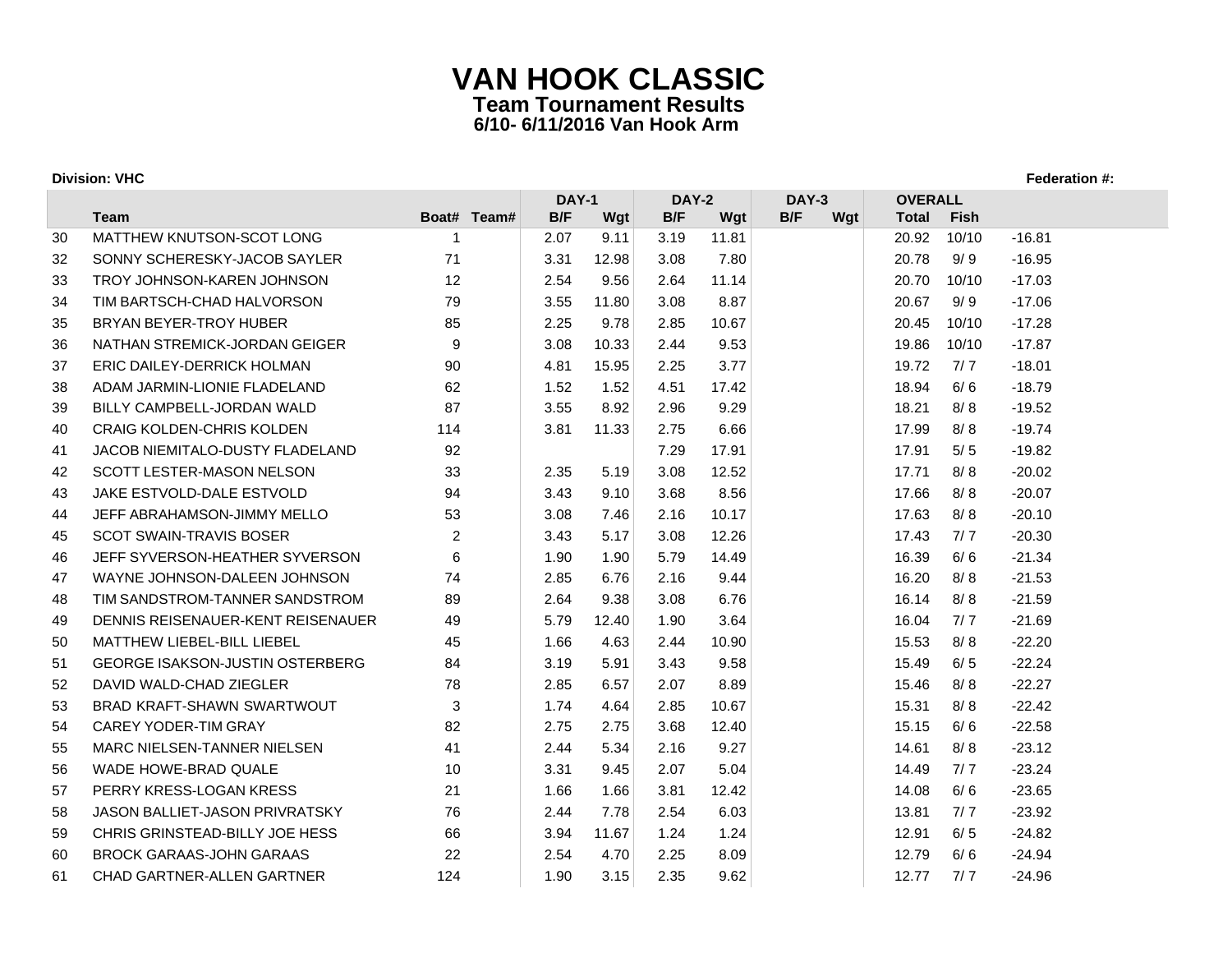# VAN HOOK CLASSIC

**Team Tournament Results**
**6/10- 6/11/2016 Van Hook Arm**

**Division: VHC** **Federation #:**

| | | | | DAY-1 | | DAY-2 | | DAY-3 | | OVERALL | | |
|---|---|---|---|---|---|---|---|---|---|---|---|---|
| | Team | Boat# | Team# | B/F | Wgt | B/F | Wgt | B/F | Wgt | Total | Fish | |
| 30 | MATTHEW KNUTSON-SCOT LONG | 1 | | 2.07 | 9.11 | 3.19 | 11.81 | | | 20.92 | 10/10 | -16.81 |
| 32 | SONNY SCHERESKY-JACOB SAYLER | 71 | | 3.31 | 12.98 | 3.08 | 7.80 | | | 20.78 | 9/ 9 | -16.95 |
| 33 | TROY JOHNSON-KAREN JOHNSON | 12 | | 2.54 | 9.56 | 2.64 | 11.14 | | | 20.70 | 10/10 | -17.03 |
| 34 | TIM BARTSCH-CHAD HALVORSON | 79 | | 3.55 | 11.80 | 3.08 | 8.87 | | | 20.67 | 9/ 9 | -17.06 |
| 35 | BRYAN BEYER-TROY HUBER | 85 | | 2.25 | 9.78 | 2.85 | 10.67 | | | 20.45 | 10/10 | -17.28 |
| 36 | NATHAN STREMICK-JORDAN GEIGER | 9 | | 3.08 | 10.33 | 2.44 | 9.53 | | | 19.86 | 10/10 | -17.87 |
| 37 | ERIC DAILEY-DERRICK HOLMAN | 90 | | 4.81 | 15.95 | 2.25 | 3.77 | | | 19.72 | 7/ 7 | -18.01 |
| 38 | ADAM JARMIN-LIONIE FLADELAND | 62 | | 1.52 | 1.52 | 4.51 | 17.42 | | | 18.94 | 6/ 6 | -18.79 |
| 39 | BILLY CAMPBELL-JORDAN WALD | 87 | | 3.55 | 8.92 | 2.96 | 9.29 | | | 18.21 | 8/ 8 | -19.52 |
| 40 | CRAIG KOLDEN-CHRIS KOLDEN | 114 | | 3.81 | 11.33 | 2.75 | 6.66 | | | 17.99 | 8/ 8 | -19.74 |
| 41 | JACOB NIEMITALO-DUSTY FLADELAND | 92 | | | | 7.29 | 17.91 | | | 17.91 | 5/ 5 | -19.82 |
| 42 | SCOTT LESTER-MASON NELSON | 33 | | 2.35 | 5.19 | 3.08 | 12.52 | | | 17.71 | 8/ 8 | -20.02 |
| 43 | JAKE ESTVOLD-DALE ESTVOLD | 94 | | 3.43 | 9.10 | 3.68 | 8.56 | | | 17.66 | 8/ 8 | -20.07 |
| 44 | JEFF ABRAHAMSON-JIMMY MELLO | 53 | | 3.08 | 7.46 | 2.16 | 10.17 | | | 17.63 | 8/ 8 | -20.10 |
| 45 | SCOT SWAIN-TRAVIS BOSER | 2 | | 3.43 | 5.17 | 3.08 | 12.26 | | | 17.43 | 7/ 7 | -20.30 |
| 46 | JEFF SYVERSON-HEATHER SYVERSON | 6 | | 1.90 | 1.90 | 5.79 | 14.49 | | | 16.39 | 6/ 6 | -21.34 |
| 47 | WAYNE JOHNSON-DALEEN JOHNSON | 74 | | 2.85 | 6.76 | 2.16 | 9.44 | | | 16.20 | 8/ 8 | -21.53 |
| 48 | TIM SANDSTROM-TANNER SANDSTROM | 89 | | 2.64 | 9.38 | 3.08 | 6.76 | | | 16.14 | 8/ 8 | -21.59 |
| 49 | DENNIS REISENAUER-KENT REISENAUER | 49 | | 5.79 | 12.40 | 1.90 | 3.64 | | | 16.04 | 7/ 7 | -21.69 |
| 50 | MATTHEW LIEBEL-BILL LIEBEL | 45 | | 1.66 | 4.63 | 2.44 | 10.90 | | | 15.53 | 8/ 8 | -22.20 |
| 51 | GEORGE ISAKSON-JUSTIN OSTERBERG | 84 | | 3.19 | 5.91 | 3.43 | 9.58 | | | 15.49 | 6/ 5 | -22.24 |
| 52 | DAVID WALD-CHAD ZIEGLER | 78 | | 2.85 | 6.57 | 2.07 | 8.89 | | | 15.46 | 8/ 8 | -22.27 |
| 53 | BRAD KRAFT-SHAWN SWARTWOUT | 3 | | 1.74 | 4.64 | 2.85 | 10.67 | | | 15.31 | 8/ 8 | -22.42 |
| 54 | CAREY YODER-TIM GRAY | 82 | | 2.75 | 2.75 | 3.68 | 12.40 | | | 15.15 | 6/ 6 | -22.58 |
| 55 | MARC NIELSEN-TANNER NIELSEN | 41 | | 2.44 | 5.34 | 2.16 | 9.27 | | | 14.61 | 8/ 8 | -23.12 |
| 56 | WADE HOWE-BRAD QUALE | 10 | | 3.31 | 9.45 | 2.07 | 5.04 | | | 14.49 | 7/ 7 | -23.24 |
| 57 | PERRY KRESS-LOGAN KRESS | 21 | | 1.66 | 1.66 | 3.81 | 12.42 | | | 14.08 | 6/ 6 | -23.65 |
| 58 | JASON BALLIET-JASON PRIVRATSKY | 76 | | 2.44 | 7.78 | 2.54 | 6.03 | | | 13.81 | 7/ 7 | -23.92 |
| 59 | CHRIS GRINSTEAD-BILLY JOE HESS | 66 | | 3.94 | 11.67 | 1.24 | 1.24 | | | 12.91 | 6/ 5 | -24.82 |
| 60 | BROCK GARAAS-JOHN GARAAS | 22 | | 2.54 | 4.70 | 2.25 | 8.09 | | | 12.79 | 6/ 6 | -24.94 |
| 61 | CHAD GARTNER-ALLEN GARTNER | 124 | | 1.90 | 3.15 | 2.35 | 9.62 | | | 12.77 | 7/ 7 | -24.96 |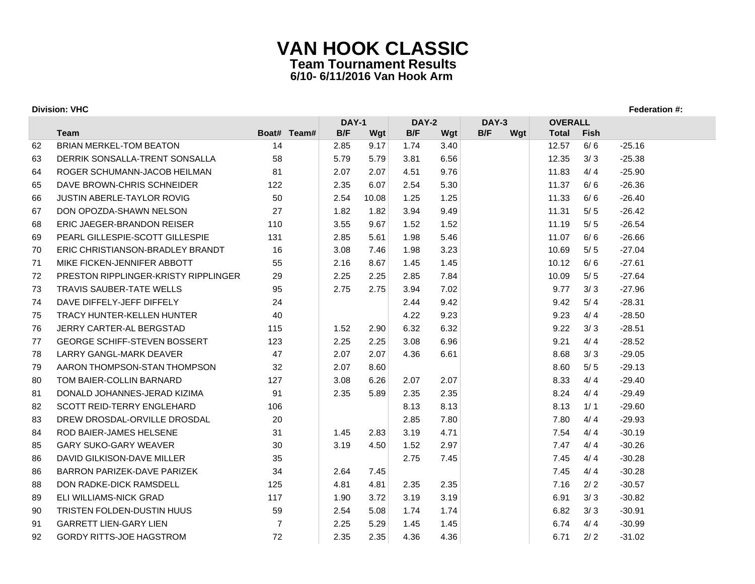# VAN HOOK CLASSIC

**Team Tournament Results**

**6/10- 6/11/2016 Van Hook Arm**

**Division: VHC** **Federation #:**

| | Team | Boat# | Team# | DAY-1 B/F | DAY-1 Wgt | DAY-2 B/F | DAY-2 Wgt | DAY-3 B/F | DAY-3 Wgt | OVERALL Total | OVERALL Fish | |
|---|---|---|---|---|---|---|---|---|---|---|---|---|
| 62 | BRIAN MERKEL-TOM BEATON | 14 | | 2.85 | 9.17 | 1.74 | 3.40 | | | 12.57 | 6/ 6 | -25.16 |
| 63 | DERRIK SONSALLA-TRENT SONSALLA | 58 | | 5.79 | 5.79 | 3.81 | 6.56 | | | 12.35 | 3/ 3 | -25.38 |
| 64 | ROGER SCHUMANN-JACOB HEILMAN | 81 | | 2.07 | 2.07 | 4.51 | 9.76 | | | 11.83 | 4/ 4 | -25.90 |
| 65 | DAVE BROWN-CHRIS SCHNEIDER | 122 | | 2.35 | 6.07 | 2.54 | 5.30 | | | 11.37 | 6/ 6 | -26.36 |
| 66 | JUSTIN ABERLE-TAYLOR ROVIG | 50 | | 2.54 | 10.08 | 1.25 | 1.25 | | | 11.33 | 6/ 6 | -26.40 |
| 67 | DON OPOZDA-SHAWN NELSON | 27 | | 1.82 | 1.82 | 3.94 | 9.49 | | | 11.31 | 5/ 5 | -26.42 |
| 68 | ERIC JAEGER-BRANDON REISER | 110 | | 3.55 | 9.67 | 1.52 | 1.52 | | | 11.19 | 5/ 5 | -26.54 |
| 69 | PEARL GILLESPIE-SCOTT GILLESPIE | 131 | | 2.85 | 5.61 | 1.98 | 5.46 | | | 11.07 | 6/ 6 | -26.66 |
| 70 | ERIC CHRISTIANSON-BRADLEY BRANDT | 16 | | 3.08 | 7.46 | 1.98 | 3.23 | | | 10.69 | 5/ 5 | -27.04 |
| 71 | MIKE FICKEN-JENNIFER ABBOTT | 55 | | 2.16 | 8.67 | 1.45 | 1.45 | | | 10.12 | 6/ 6 | -27.61 |
| 72 | PRESTON RIPPLINGER-KRISTY RIPPLINGER | 29 | | 2.25 | 2.25 | 2.85 | 7.84 | | | 10.09 | 5/ 5 | -27.64 |
| 73 | TRAVIS SAUBER-TATE WELLS | 95 | | 2.75 | 2.75 | 3.94 | 7.02 | | | 9.77 | 3/ 3 | -27.96 |
| 74 | DAVE DIFFELY-JEFF DIFFELY | 24 | | | | 2.44 | 9.42 | | | 9.42 | 5/ 4 | -28.31 |
| 75 | TRACY HUNTER-KELLEN HUNTER | 40 | | | | 4.22 | 9.23 | | | 9.23 | 4/ 4 | -28.50 |
| 76 | JERRY CARTER-AL BERGSTAD | 115 | | 1.52 | 2.90 | 6.32 | 6.32 | | | 9.22 | 3/ 3 | -28.51 |
| 77 | GEORGE SCHIFF-STEVEN BOSSERT | 123 | | 2.25 | 2.25 | 3.08 | 6.96 | | | 9.21 | 4/ 4 | -28.52 |
| 78 | LARRY GANGL-MARK DEAVER | 47 | | 2.07 | 2.07 | 4.36 | 6.61 | | | 8.68 | 3/ 3 | -29.05 |
| 79 | AARON THOMPSON-STAN THOMPSON | 32 | | 2.07 | 8.60 | | | | | 8.60 | 5/ 5 | -29.13 |
| 80 | TOM BAIER-COLLIN BARNARD | 127 | | 3.08 | 6.26 | 2.07 | 2.07 | | | 8.33 | 4/ 4 | -29.40 |
| 81 | DONALD JOHANNES-JERAD KIZIMA | 91 | | 2.35 | 5.89 | 2.35 | 2.35 | | | 8.24 | 4/ 4 | -29.49 |
| 82 | SCOTT REID-TERRY ENGLEHARD | 106 | | | | 8.13 | 8.13 | | | 8.13 | 1/ 1 | -29.60 |
| 83 | DREW DROSDAL-ORVILLE DROSDAL | 20 | | | | 2.85 | 7.80 | | | 7.80 | 4/ 4 | -29.93 |
| 84 | ROD BAIER-JAMES HELSENE | 31 | | 1.45 | 2.83 | 3.19 | 4.71 | | | 7.54 | 4/ 4 | -30.19 |
| 85 | GARY SUKO-GARY WEAVER | 30 | | 3.19 | 4.50 | 1.52 | 2.97 | | | 7.47 | 4/ 4 | -30.26 |
| 86 | DAVID GILKISON-DAVE MILLER | 35 | | | | 2.75 | 7.45 | | | 7.45 | 4/ 4 | -30.28 |
| 86 | BARRON PARIZEK-DAVE PARIZEK | 34 | | 2.64 | 7.45 | | | | | 7.45 | 4/ 4 | -30.28 |
| 88 | DON RADKE-DICK RAMSDELL | 125 | | 4.81 | 4.81 | 2.35 | 2.35 | | | 7.16 | 2/ 2 | -30.57 |
| 89 | ELI WILLIAMS-NICK GRAD | 117 | | 1.90 | 3.72 | 3.19 | 3.19 | | | 6.91 | 3/ 3 | -30.82 |
| 90 | TRISTEN FOLDEN-DUSTIN HUUS | 59 | | 2.54 | 5.08 | 1.74 | 1.74 | | | 6.82 | 3/ 3 | -30.91 |
| 91 | GARRETT LIEN-GARY LIEN | 7 | | 2.25 | 5.29 | 1.45 | 1.45 | | | 6.74 | 4/ 4 | -30.99 |
| 92 | GORDY RITTS-JOE HAGSTROM | 72 | | 2.35 | 2.35 | 4.36 | 4.36 | | | 6.71 | 2/ 2 | -31.02 |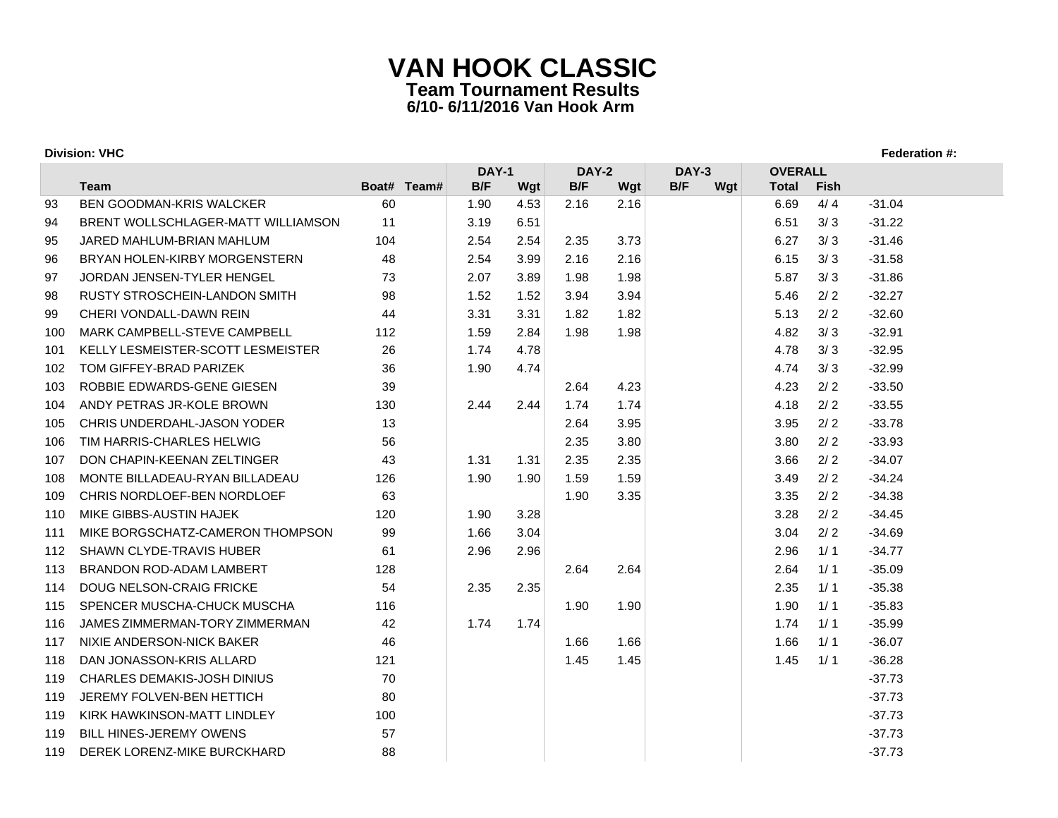# VAN HOOK CLASSIC

## Team Tournament Results

### 6/10- 6/11/2016 Van Hook Arm

**Division: VHC** **Federation #:**

| | | | | DAY-1 | | DAY-2 | | DAY-3 | | OVERALL | | |
|---|---|---|---|---|---|---|---|---|---|---|---|---|
| | Team | Boat# | Team# | B/F | Wgt | B/F | Wgt | B/F | Wgt | Total | Fish | |
| 93 | BEN GOODMAN-KRIS WALCKER | 60 | | 1.90 | 4.53 | 2.16 | 2.16 | | | 6.69 | 4/ 4 | -31.04 |
| 94 | BRENT WOLLSCHLAGER-MATT WILLIAMSON | 11 | | 3.19 | 6.51 | | | | | 6.51 | 3/ 3 | -31.22 |
| 95 | JARED MAHLUM-BRIAN MAHLUM | 104 | | 2.54 | 2.54 | 2.35 | 3.73 | | | 6.27 | 3/ 3 | -31.46 |
| 96 | BRYAN HOLEN-KIRBY MORGENSTERN | 48 | | 2.54 | 3.99 | 2.16 | 2.16 | | | 6.15 | 3/ 3 | -31.58 |
| 97 | JORDAN JENSEN-TYLER HENGEL | 73 | | 2.07 | 3.89 | 1.98 | 1.98 | | | 5.87 | 3/ 3 | -31.86 |
| 98 | RUSTY STROSCHEIN-LANDON SMITH | 98 | | 1.52 | 1.52 | 3.94 | 3.94 | | | 5.46 | 2/ 2 | -32.27 |
| 99 | CHERI VONDALL-DAWN REIN | 44 | | 3.31 | 3.31 | 1.82 | 1.82 | | | 5.13 | 2/ 2 | -32.60 |
| 100 | MARK CAMPBELL-STEVE CAMPBELL | 112 | | 1.59 | 2.84 | 1.98 | 1.98 | | | 4.82 | 3/ 3 | -32.91 |
| 101 | KELLY LESMEISTER-SCOTT LESMEISTER | 26 | | 1.74 | 4.78 | | | | | 4.78 | 3/ 3 | -32.95 |
| 102 | TOM GIFFEY-BRAD PARIZEK | 36 | | 1.90 | 4.74 | | | | | 4.74 | 3/ 3 | -32.99 |
| 103 | ROBBIE EDWARDS-GENE GIESEN | 39 | | | | 2.64 | 4.23 | | | 4.23 | 2/ 2 | -33.50 |
| 104 | ANDY PETRAS JR-KOLE BROWN | 130 | | 2.44 | 2.44 | 1.74 | 1.74 | | | 4.18 | 2/ 2 | -33.55 |
| 105 | CHRIS UNDERDAHL-JASON YODER | 13 | | | | 2.64 | 3.95 | | | 3.95 | 2/ 2 | -33.78 |
| 106 | TIM HARRIS-CHARLES HELWIG | 56 | | | | 2.35 | 3.80 | | | 3.80 | 2/ 2 | -33.93 |
| 107 | DON CHAPIN-KEENAN ZELTINGER | 43 | | 1.31 | 1.31 | 2.35 | 2.35 | | | 3.66 | 2/ 2 | -34.07 |
| 108 | MONTE BILLADEAU-RYAN BILLADEAU | 126 | | 1.90 | 1.90 | 1.59 | 1.59 | | | 3.49 | 2/ 2 | -34.24 |
| 109 | CHRIS NORDLOEF-BEN NORDLOEF | 63 | | | | 1.90 | 3.35 | | | 3.35 | 2/ 2 | -34.38 |
| 110 | MIKE GIBBS-AUSTIN HAJEK | 120 | | 1.90 | 3.28 | | | | | 3.28 | 2/ 2 | -34.45 |
| 111 | MIKE BORGSCHATZ-CAMERON THOMPSON | 99 | | 1.66 | 3.04 | | | | | 3.04 | 2/ 2 | -34.69 |
| 112 | SHAWN CLYDE-TRAVIS HUBER | 61 | | 2.96 | 2.96 | | | | | 2.96 | 1/ 1 | -34.77 |
| 113 | BRANDON ROD-ADAM LAMBERT | 128 | | | | 2.64 | 2.64 | | | 2.64 | 1/ 1 | -35.09 |
| 114 | DOUG NELSON-CRAIG FRICKE | 54 | | 2.35 | 2.35 | | | | | 2.35 | 1/ 1 | -35.38 |
| 115 | SPENCER MUSCHA-CHUCK MUSCHA | 116 | | | | 1.90 | 1.90 | | | 1.90 | 1/ 1 | -35.83 |
| 116 | JAMES ZIMMERMAN-TORY ZIMMERMAN | 42 | | 1.74 | 1.74 | | | | | 1.74 | 1/ 1 | -35.99 |
| 117 | NIXIE ANDERSON-NICK BAKER | 46 | | | | 1.66 | 1.66 | | | 1.66 | 1/ 1 | -36.07 |
| 118 | DAN JONASSON-KRIS ALLARD | 121 | | | | 1.45 | 1.45 | | | 1.45 | 1/ 1 | -36.28 |
| 119 | CHARLES DEMAKIS-JOSH DINIUS | 70 | | | | | | | | | | -37.73 |
| 119 | JEREMY FOLVEN-BEN HETTICH | 80 | | | | | | | | | | -37.73 |
| 119 | KIRK HAWKINSON-MATT LINDLEY | 100 | | | | | | | | | | -37.73 |
| 119 | BILL HINES-JEREMY OWENS | 57 | | | | | | | | | | -37.73 |
| 119 | DEREK LORENZ-MIKE BURCKHARD | 88 | | | | | | | | | | -37.73 |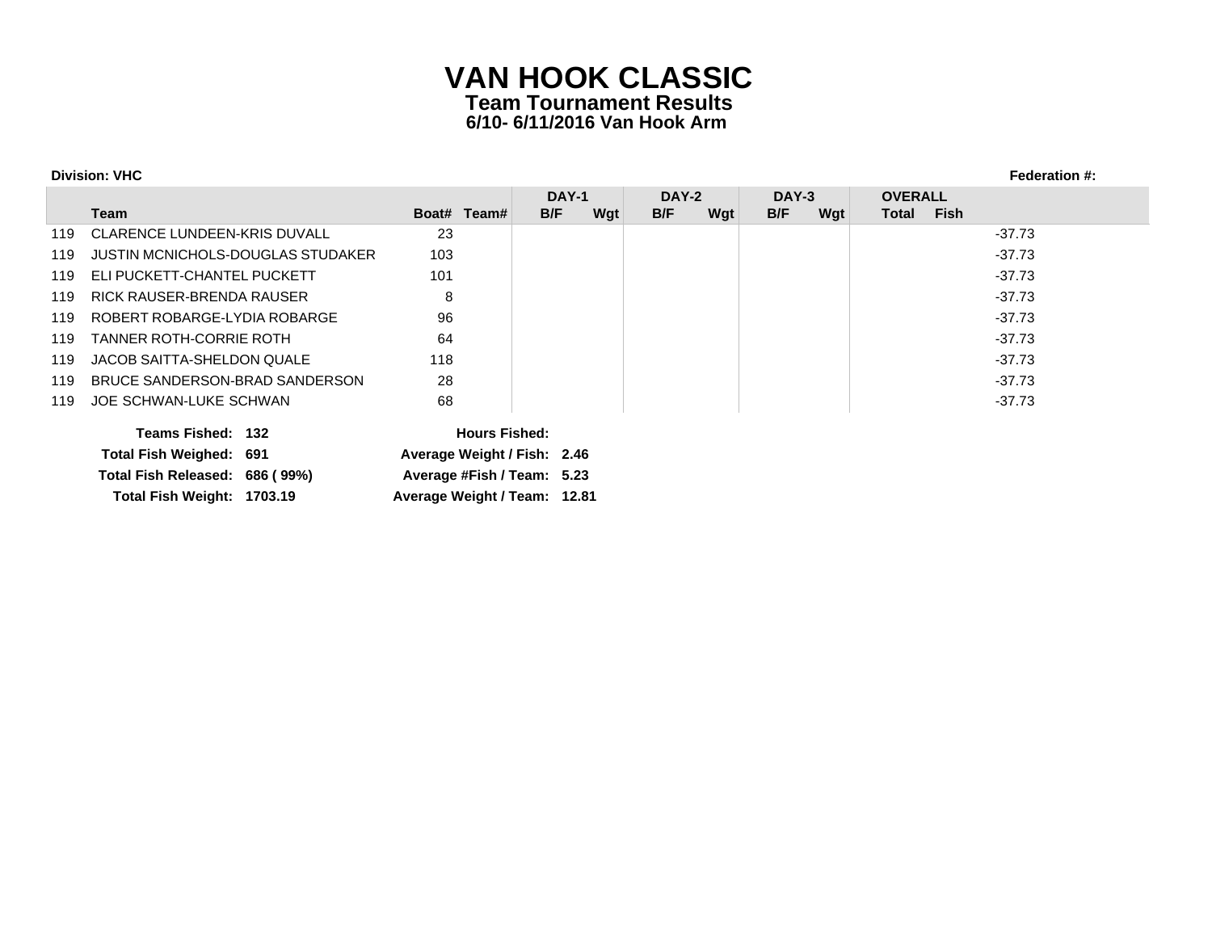# VAN HOOK CLASSIC

## Team Tournament Results

### 6/10- 6/11/2016 Van Hook Arm

**Division: VHC** **Federation #:**

| | | | | DAY-1 | | DAY-2 | | DAY-3 | | OVERALL | | |
|---|---|---|---|---|---|---|---|---|---|---|---|---|
| | **Team** | **Boat#** | **Team#** | **B/F** | **Wgt** | **B/F** | **Wgt** | **B/F** | **Wgt** | **Total** | **Fish** | |
| 119 | CLARENCE LUNDEEN-KRIS DUVALL | 23 | | | | | | | | | | -37.73 |
| 119 | JUSTIN MCNICHOLS-DOUGLAS STUDAKER | 103 | | | | | | | | | | -37.73 |
| 119 | ELI PUCKETT-CHANTEL PUCKETT | 101 | | | | | | | | | | -37.73 |
| 119 | RICK RAUSER-BRENDA RAUSER | 8 | | | | | | | | | | -37.73 |
| 119 | ROBERT ROBARGE-LYDIA ROBARGE | 96 | | | | | | | | | | -37.73 |
| 119 | TANNER ROTH-CORRIE ROTH | 64 | | | | | | | | | | -37.73 |
| 119 | JACOB SAITTA-SHELDON QUALE | 118 | | | | | | | | | | -37.73 |
| 119 | BRUCE SANDERSON-BRAD SANDERSON | 28 | | | | | | | | | | -37.73 |
| 119 | JOE SCHWAN-LUKE SCHWAN | 68 | | | | | | | | | | -37.73 |

| | | | |
|---|---|---|---|
| **Teams Fished:** | **132** | **Hours Fished:** | |
| **Total Fish Weighed:** | **691** | **Average Weight / Fish:** | **2.46** |
| **Total Fish Released:** | **686 ( 99%)** | **Average #Fish / Team:** | **5.23** |
| **Total Fish Weight:** | **1703.19** | **Average Weight / Team:** | **12.81** |